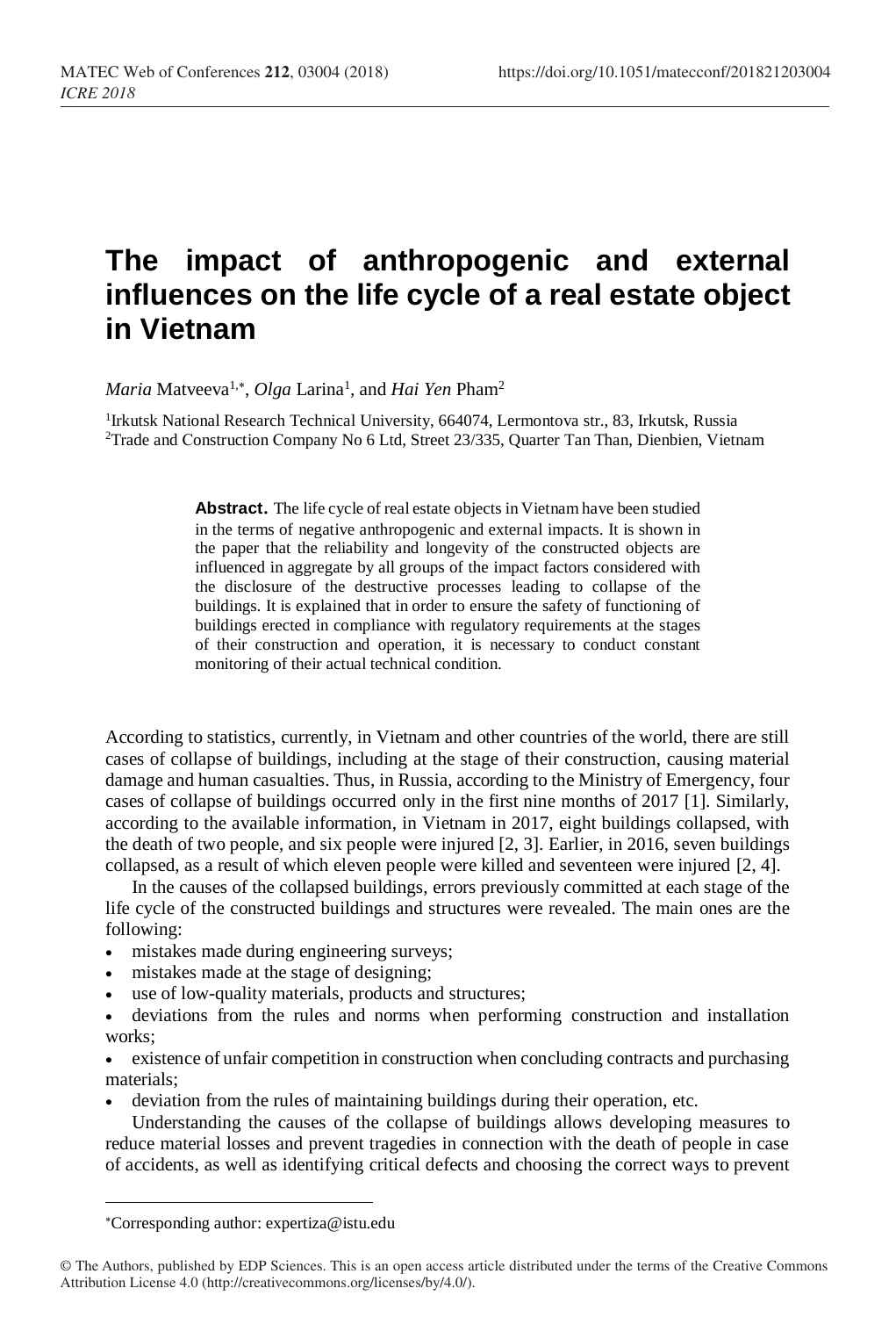# The impact of anthropogenic and external influences on the life cycle of a real estate object in Vietnam

*Maria* Matveeva[1,*], *Olga* Larina[1], and *Hai Yen* Pham[2]

[1]Irkutsk National Research Technical University, 664074, Lermontova str., 83, Irkutsk, Russia
[2]Trade and Construction Company No 6 Ltd, Street 23/335, Quarter Tan Than, Dienbien, Vietnam

**Abstract.** The life cycle of real estate objects in Vietnam have been studied in the terms of negative anthropogenic and external impacts. It is shown in the paper that the reliability and longevity of the constructed objects are influenced in aggregate by all groups of the impact factors considered with the disclosure of the destructive processes leading to collapse of the buildings. It is explained that in order to ensure the safety of functioning of buildings erected in compliance with regulatory requirements at the stages of their construction and operation, it is necessary to conduct constant monitoring of their actual technical condition.

According to statistics, currently, in Vietnam and other countries of the world, there are still cases of collapse of buildings, including at the stage of their construction, causing material damage and human casualties. Thus, in Russia, according to the Ministry of Emergency, four cases of collapse of buildings occurred only in the first nine months of 2017 [1]. Similarly, according to the available information, in Vietnam in 2017, eight buildings collapsed, with the death of two people, and six people were injured [2, 3]. Earlier, in 2016, seven buildings collapsed, as a result of which eleven people were killed and seventeen were injured [2, 4].

In the causes of the collapsed buildings, errors previously committed at each stage of the life cycle of the constructed buildings and structures were revealed. The main ones are the following:

- mistakes made during engineering surveys;
- mistakes made at the stage of designing;
- use of low-quality materials, products and structures;
- deviations from the rules and norms when performing construction and installation works;
- existence of unfair competition in construction when concluding contracts and purchasing materials;
- deviation from the rules of maintaining buildings during their operation, etc.

Understanding the causes of the collapse of buildings allows developing measures to reduce material losses and prevent tragedies in connection with the death of people in case of accidents, as well as identifying critical defects and choosing the correct ways to prevent

*Corresponding author: expertiza@istu.edu

© The Authors, published by EDP Sciences. This is an open access article distributed under the terms of the Creative Commons Attribution License 4.0 (http://creativecommons.org/licenses/by/4.0/).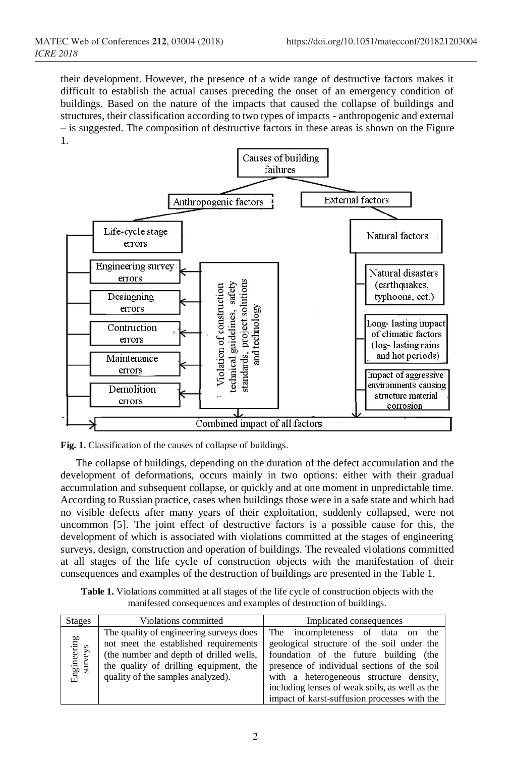their development. However, the presence of a wide range of destructive factors makes it difficult to establish the actual causes preceding the onset of an emergency condition of buildings. Based on the nature of the impacts that caused the collapse of buildings and structures, their classification according to two types of impacts - anthropogenic and external – is suggested. The composition of destructive factors in these areas is shown on the Figure 1.

**Fig. 1.** Classification of the causes of collapse of buildings.

The collapse of buildings, depending on the duration of the defect accumulation and the development of deformations, occurs mainly in two options: either with their gradual accumulation and subsequent collapse, or quickly and at one moment in unpredictable time. According to Russian practice, cases when buildings those were in a safe state and which had no visible defects after many years of their exploitation, suddenly collapsed, were not uncommon [5]. The joint effect of destructive factors is a possible cause for this, the development of which is associated with violations committed at the stages of engineering surveys, design, construction and operation of buildings. The revealed violations committed at all stages of the life cycle of construction objects with the manifestation of their consequences and examples of the destruction of buildings are presented in the Table 1.

**Table 1.** Violations committed at all stages of the life cycle of construction objects with the manifested consequences and examples of destruction of buildings.

| Stages | Violations committed | Implicated consequences |
|---|---|---|
| Engineering surveys | The quality of engineering surveys does not meet the established requirements (the number and depth of drilled wells, the quality of drilling equipment, the quality of the samples analyzed). | The incompleteness of data on the geological structure of the soil under the foundation of the future building (the presence of individual sections of the soil with a heterogeneous structure density, including lenses of weak soils, as well as the impact of karst-suffusion processes with the |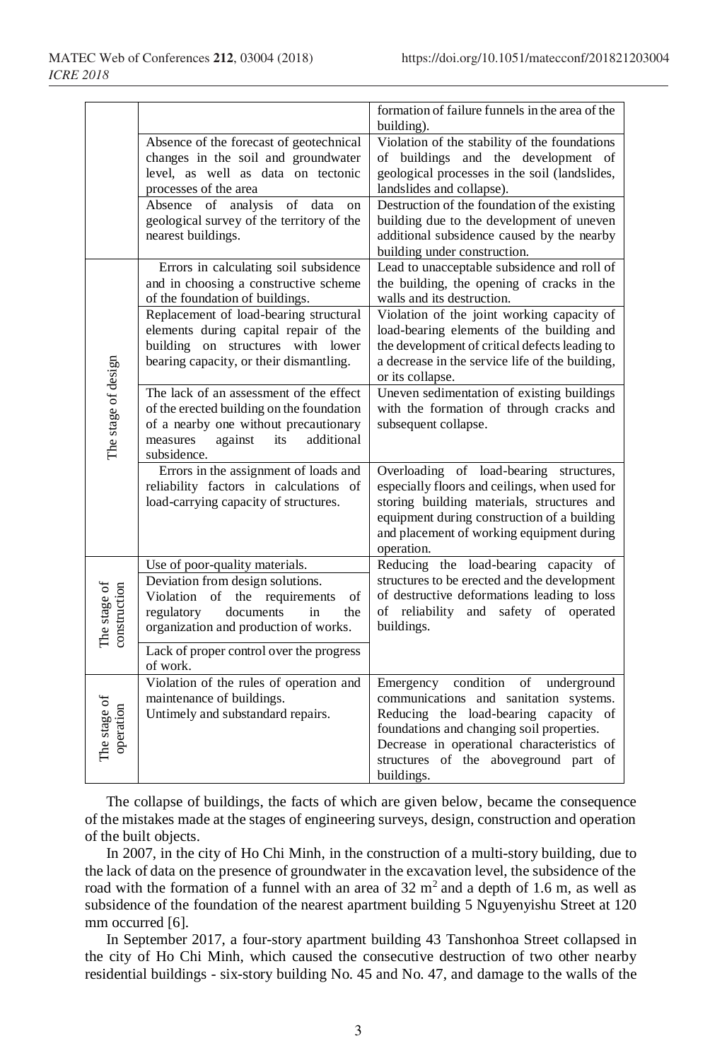| | | |
|---|---|---|
| | | formation of failure funnels in the area of the building). |
| | Absence of the forecast of geotechnical changes in the soil and groundwater level, as well as data on tectonic processes of the area | Violation of the stability of the foundations of buildings and the development of geological processes in the soil (landslides, landslides and collapse). |
| | Absence of analysis of data on geological survey of the territory of the nearest buildings. | Destruction of the foundation of the existing building due to the development of uneven additional subsidence caused by the nearby building under construction. |
| The stage of design | Errors in calculating soil subsidence and in choosing a constructive scheme of the foundation of buildings. | Lead to unacceptable subsidence and roll of the building, the opening of cracks in the walls and its destruction. |
| | Replacement of load-bearing structural elements during capital repair of the building on structures with lower bearing capacity, or their dismantling. | Violation of the joint working capacity of load-bearing elements of the building and the development of critical defects leading to a decrease in the service life of the building, or its collapse. |
| | The lack of an assessment of the effect of the erected building on the foundation of a nearby one without precautionary measures against its additional subsidence. | Uneven sedimentation of existing buildings with the formation of through cracks and subsequent collapse. |
| | Errors in the assignment of loads and reliability factors in calculations of load-carrying capacity of structures. | Overloading of load-bearing structures, especially floors and ceilings, when used for storing building materials, structures and equipment during construction of a building and placement of working equipment during operation. |
| The stage of construction | Use of poor-quality materials. | Reducing the load-bearing capacity of structures to be erected and the development of destructive deformations leading to loss of reliability and safety of operated buildings. |
| | Deviation from design solutions. Violation of the requirements of regulatory documents in the organization and production of works. | |
| | Lack of proper control over the progress of work. | |
| The stage of operation | Violation of the rules of operation and maintenance of buildings. Untimely and substandard repairs. | Emergency condition of underground communications and sanitation systems. Reducing the load-bearing capacity of foundations and changing soil properties. Decrease in operational characteristics of structures of the aboveground part of buildings. |

The collapse of buildings, the facts of which are given below, became the consequence of the mistakes made at the stages of engineering surveys, design, construction and operation of the built objects.

In 2007, in the city of Ho Chi Minh, in the construction of a multi-story building, due to the lack of data on the presence of groundwater in the excavation level, the subsidence of the road with the formation of a funnel with an area of 32 $m^2$ and a depth of 1.6 m, as well as subsidence of the foundation of the nearest apartment building 5 Nguyenyishu Street at 120 mm occurred [6].

In September 2017, a four-story apartment building 43 Tanshonhoa Street collapsed in the city of Ho Chi Minh, which caused the consecutive destruction of two other nearby residential buildings - six-story building No. 45 and No. 47, and damage to the walls of the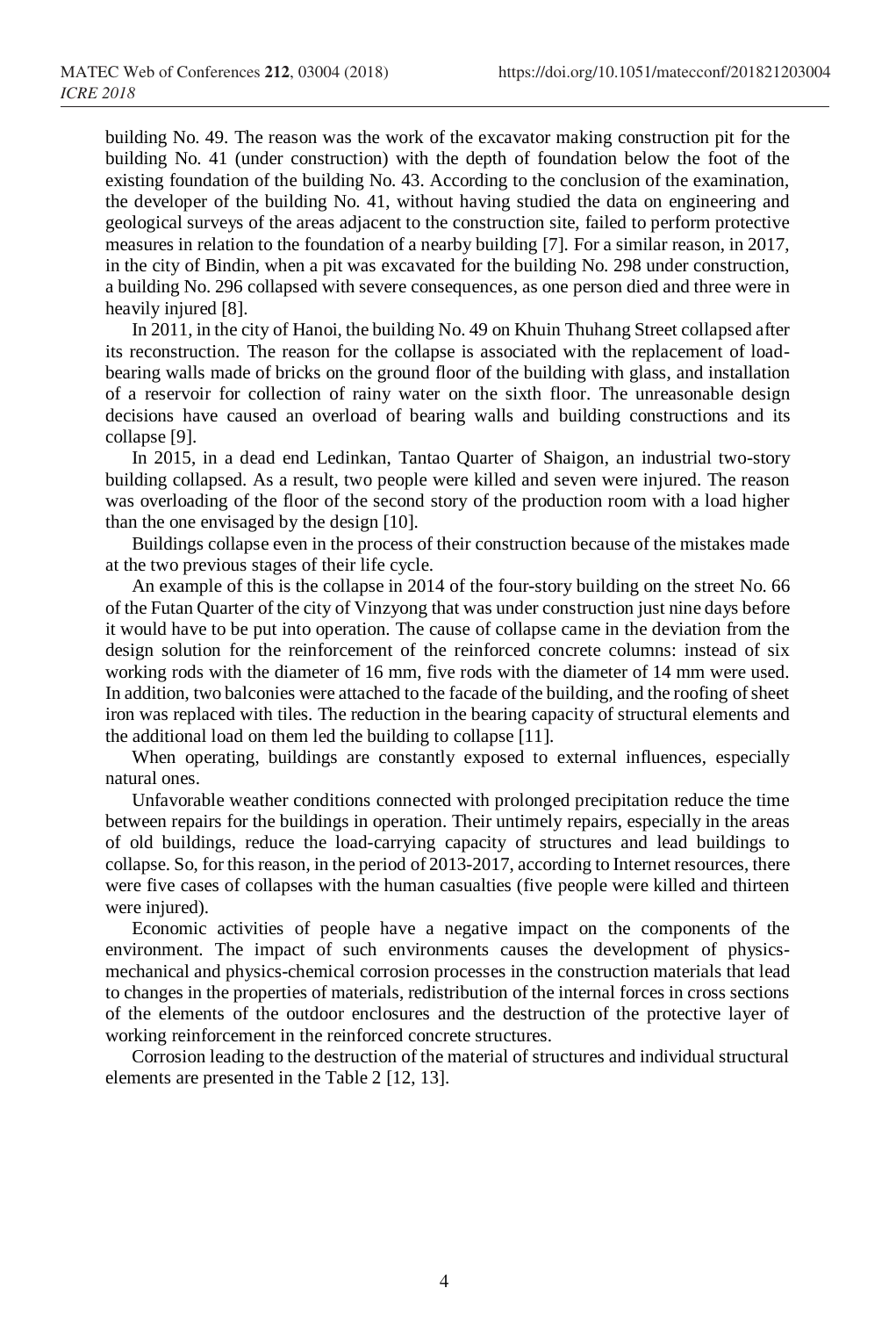building No. 49. The reason was the work of the excavator making construction pit for the building No. 41 (under construction) with the depth of foundation below the foot of the existing foundation of the building No. 43. According to the conclusion of the examination, the developer of the building No. 41, without having studied the data on engineering and geological surveys of the areas adjacent to the construction site, failed to perform protective measures in relation to the foundation of a nearby building [7]. For a similar reason, in 2017, in the city of Bindin, when a pit was excavated for the building No. 298 under construction, a building No. 296 collapsed with severe consequences, as one person died and three were in heavily injured [8].

In 2011, in the city of Hanoi, the building No. 49 on Khuin Thuhang Street collapsed after its reconstruction. The reason for the collapse is associated with the replacement of load-bearing walls made of bricks on the ground floor of the building with glass, and installation of a reservoir for collection of rainy water on the sixth floor. The unreasonable design decisions have caused an overload of bearing walls and building constructions and its collapse [9].

In 2015, in a dead end Ledinkan, Tantao Quarter of Shaigon, an industrial two-story building collapsed. As a result, two people were killed and seven were injured. The reason was overloading of the floor of the second story of the production room with a load higher than the one envisaged by the design [10].

Buildings collapse even in the process of their construction because of the mistakes made at the two previous stages of their life cycle.

An example of this is the collapse in 2014 of the four-story building on the street No. 66 of the Futan Quarter of the city of Vinzyong that was under construction just nine days before it would have to be put into operation. The cause of collapse came in the deviation from the design solution for the reinforcement of the reinforced concrete columns: instead of six working rods with the diameter of 16 mm, five rods with the diameter of 14 mm were used. In addition, two balconies were attached to the facade of the building, and the roofing of sheet iron was replaced with tiles. The reduction in the bearing capacity of structural elements and the additional load on them led the building to collapse [11].

When operating, buildings are constantly exposed to external influences, especially natural ones.

Unfavorable weather conditions connected with prolonged precipitation reduce the time between repairs for the buildings in operation. Their untimely repairs, especially in the areas of old buildings, reduce the load-carrying capacity of structures and lead buildings to collapse. So, for this reason, in the period of 2013-2017, according to Internet resources, there were five cases of collapses with the human casualties (five people were killed and thirteen were injured).

Economic activities of people have a negative impact on the components of the environment. The impact of such environments causes the development of physics-mechanical and physics-chemical corrosion processes in the construction materials that lead to changes in the properties of materials, redistribution of the internal forces in cross sections of the elements of the outdoor enclosures and the destruction of the protective layer of working reinforcement in the reinforced concrete structures.

Corrosion leading to the destruction of the material of structures and individual structural elements are presented in the Table 2 [12, 13].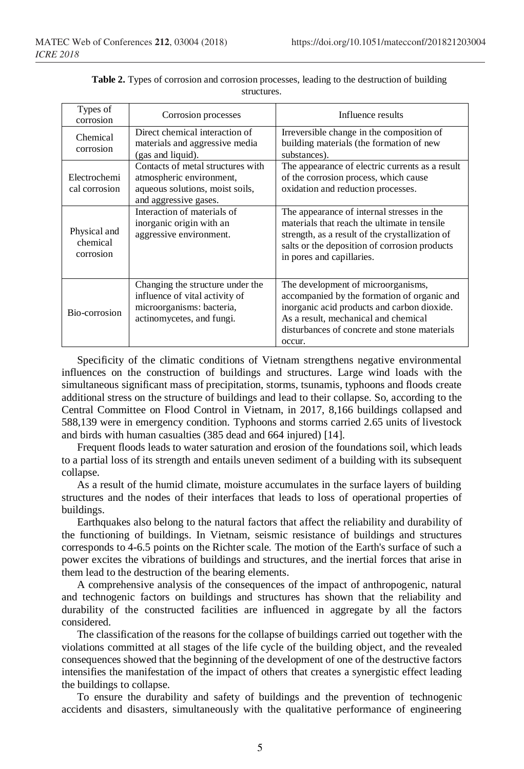**Table 2.** Types of corrosion and corrosion processes, leading to the destruction of building structures.

| Types of corrosion | Corrosion processes | Influence results |
|---|---|---|
| Chemical corrosion | Direct chemical interaction of materials and aggressive media (gas and liquid). | Irreversible change in the composition of building materials (the formation of new substances). |
| Electrochemical corrosion | Contacts of metal structures with atmospheric environment, aqueous solutions, moist soils, and aggressive gases. | The appearance of electric currents as a result of the corrosion process, which cause oxidation and reduction processes. |
| Physical and chemical corrosion | Interaction of materials of inorganic origin with an aggressive environment. | The appearance of internal stresses in the materials that reach the ultimate in tensile strength, as a result of the crystallization of salts or the deposition of corrosion products in pores and capillaries. |
| Bio-corrosion | Changing the structure under the influence of vital activity of microorganisms: bacteria, actinomycetes, and fungi. | The development of microorganisms, accompanied by the formation of organic and inorganic acid products and carbon dioxide. As a result, mechanical and chemical disturbances of concrete and stone materials occur. |

Specificity of the climatic conditions of Vietnam strengthens negative environmental influences on the construction of buildings and structures. Large wind loads with the simultaneous significant mass of precipitation, storms, tsunamis, typhoons and floods create additional stress on the structure of buildings and lead to their collapse. So, according to the Central Committee on Flood Control in Vietnam, in 2017, 8,166 buildings collapsed and 588,139 were in emergency condition. Typhoons and storms carried 2.65 units of livestock and birds with human casualties (385 dead and 664 injured) [14].

Frequent floods leads to water saturation and erosion of the foundations soil, which leads to a partial loss of its strength and entails uneven sediment of a building with its subsequent collapse.

As a result of the humid climate, moisture accumulates in the surface layers of building structures and the nodes of their interfaces that leads to loss of operational properties of buildings.

Earthquakes also belong to the natural factors that affect the reliability and durability of the functioning of buildings. In Vietnam, seismic resistance of buildings and structures corresponds to 4-6.5 points on the Richter scale. The motion of the Earth's surface of such a power excites the vibrations of buildings and structures, and the inertial forces that arise in them lead to the destruction of the bearing elements.

A comprehensive analysis of the consequences of the impact of anthropogenic, natural and technogenic factors on buildings and structures has shown that the reliability and durability of the constructed facilities are influenced in aggregate by all the factors considered.

The classification of the reasons for the collapse of buildings carried out together with the violations committed at all stages of the life cycle of the building object, and the revealed consequences showed that the beginning of the development of one of the destructive factors intensifies the manifestation of the impact of others that creates a synergistic effect leading the buildings to collapse.

To ensure the durability and safety of buildings and the prevention of technogenic accidents and disasters, simultaneously with the qualitative performance of engineering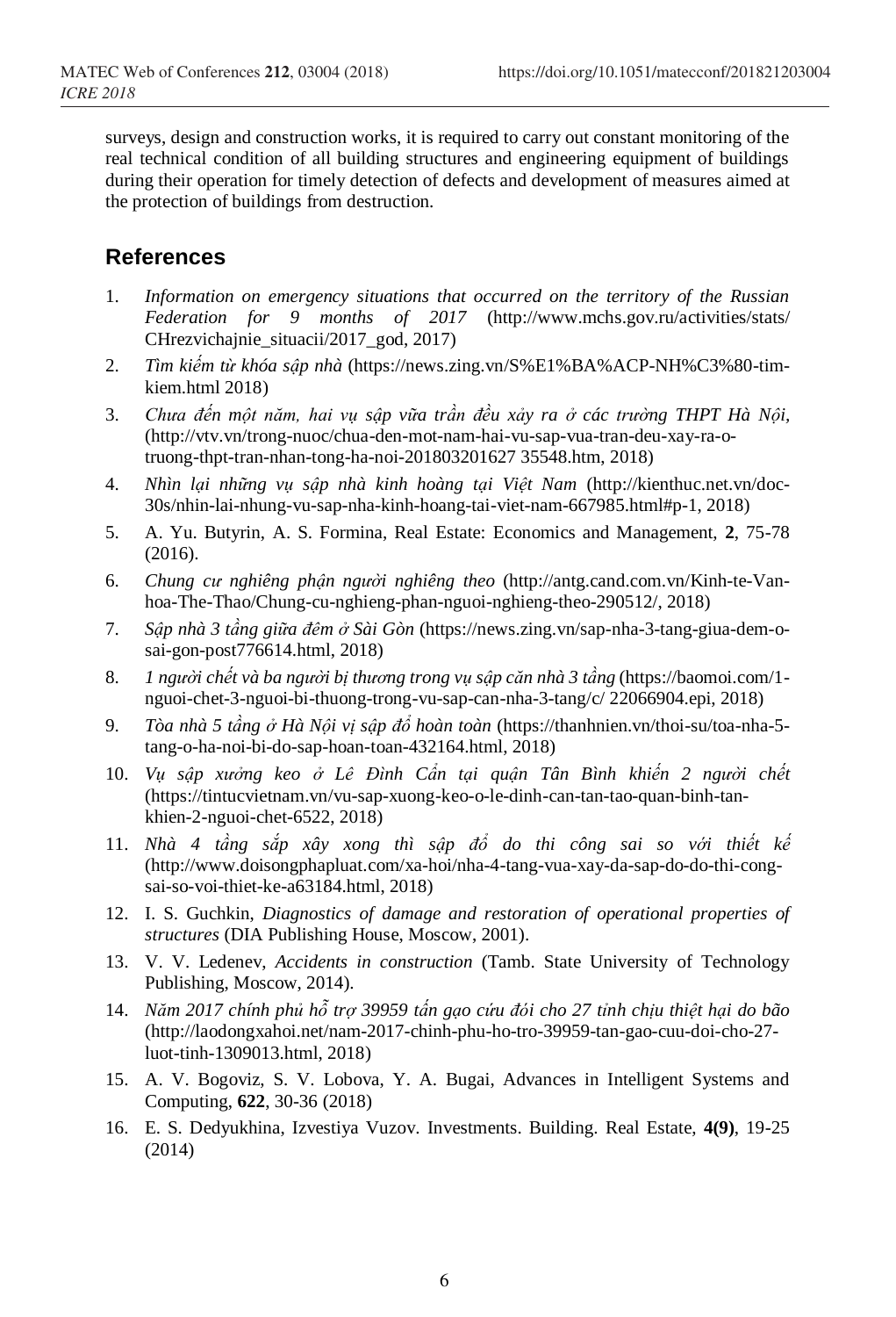surveys, design and construction works, it is required to carry out constant monitoring of the real technical condition of all building structures and engineering equipment of buildings during their operation for timely detection of defects and development of measures aimed at the protection of buildings from destruction.

## References

1. *Information on emergency situations that occurred on the territory of the Russian Federation for 9 months of 2017* (http://www.mchs.gov.ru/activities/stats/CHrezvichajnie_situacii/2017_god, 2017)
2. *Tìm kiếm từ khóa sập nhà* (https://news.zing.vn/S%E1%BA%ACP-NH%C3%80-tim-kiem.html 2018)
3. *Chưa đến một năm, hai vụ sập vữa trần đều xảy ra ở các trường THPT Hà Nội,* (http://vtv.vn/trong-nuoc/chua-den-mot-nam-hai-vu-sap-vua-tran-deu-xay-ra-o-truong-thpt-tran-nhan-tong-ha-noi-201803201627 35548.htm, 2018)
4. *Nhìn lại những vụ sập nhà kinh hoàng tại Việt Nam* (http://kienthuc.net.vn/doc-30s/nhin-lai-nhung-vu-sap-nha-kinh-hoang-tai-viet-nam-667985.html#p-1, 2018)
5. A. Yu. Butyrin, A. S. Formina, Real Estate: Economics and Management, **2**, 75-78 (2016).
6. *Chung cư nghiêng phận người nghiêng theo* (http://antg.cand.com.vn/Kinh-te-Van-hoa-The-Thao/Chung-cu-nghieng-phan-nguoi-nghieng-theo-290512/, 2018)
7. *Sập nhà 3 tầng giữa đêm ở Sài Gòn* (https://news.zing.vn/sap-nha-3-tang-giua-dem-o-sai-gon-post776614.html, 2018)
8. *1 người chết và ba người bị thương trong vụ sập căn nhà 3 tầng* (https://baomoi.com/1-nguoi-chet-3-nguoi-bi-thuong-trong-vu-sap-can-nha-3-tang/c/ 22066904.epi, 2018)
9. *Tòa nhà 5 tầng ở Hà Nội vị sập đổ hoàn toàn* (https://thanhnien.vn/thoi-su/toa-nha-5-tang-o-ha-noi-bi-do-sap-hoan-toan-432164.html, 2018)
10. *Vụ sập xưởng keo ở Lê Đình Cẩn tại quận Tân Bình khiến 2 người chết* (https://tintucvietnam.vn/vu-sap-xuong-keo-o-le-dinh-can-tan-tao-quan-binh-tan-khien-2-nguoi-chet-6522, 2018)
11. *Nhà 4 tầng sắp xây xong thì sập đổ do thi công sai so với thiết kế* (http://www.doisongphapluat.com/xa-hoi/nha-4-tang-vua-xay-da-sap-do-do-thi-cong-sai-so-voi-thiet-ke-a63184.html, 2018)
12. I. S. Guchkin, *Diagnostics of damage and restoration of operational properties of structures* (DIA Publishing House, Moscow, 2001).
13. V. V. Ledenev, *Accidents in construction* (Tamb. State University of Technology Publishing, Moscow, 2014).
14. *Năm 2017 chính phủ hỗ trợ 39959 tấn gạo cứu đói cho 27 tỉnh chịu thiệt hại do bão* (http://laodongxahoi.net/nam-2017-chinh-phu-ho-tro-39959-tan-gao-cuu-doi-cho-27-luot-tinh-1309013.html, 2018)
15. A. V. Bogoviz, S. V. Lobova, Y. A. Bugai, Advances in Intelligent Systems and Computing, **622**, 30-36 (2018)
16. E. S. Dedyukhina, Izvestiya Vuzov. Investments. Building. Real Estate, **4(9)**, 19-25 (2014)